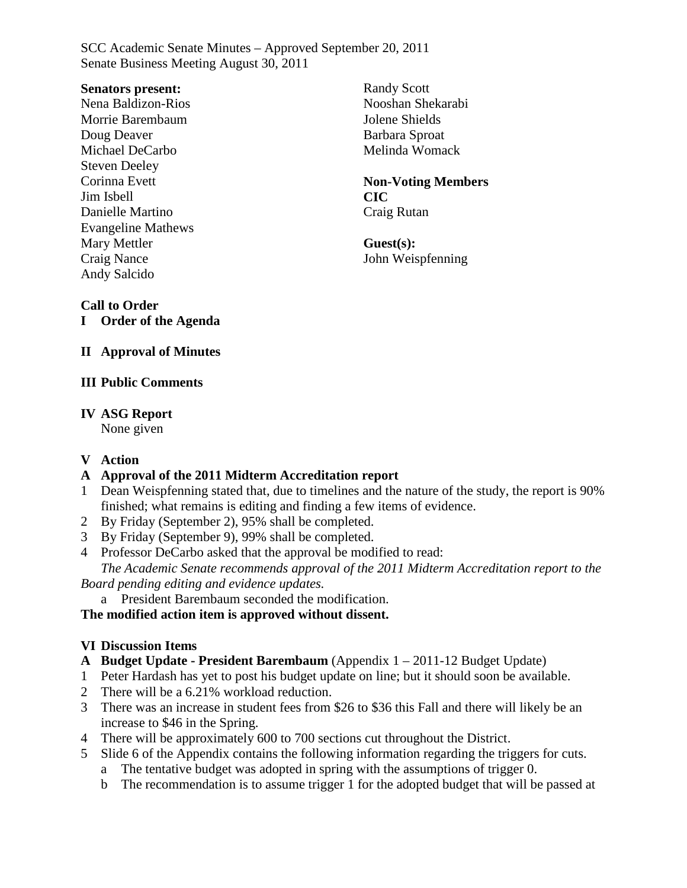SCC Academic Senate Minutes – Approved September 20, 2011
Senate Business Meeting August 30, 2011

**Senators present:**
Nena Baldizon-Rios
Morrie Barembaum
Doug Deaver
Michael DeCarbo
Steven Deeley
Corinna Evett
Jim Isbell
Danielle Martino
Evangeline Mathews
Mary Mettler
Craig Nance
Andy Salcido
Randy Scott
Nooshan Shekarabi
Jolene Shields
Barbara Sproat
Melinda Womack

**Non-Voting Members**
**CIC**
Craig Rutan

**Guest(s):**
John Weispfenning

**Call to Order**

**I Order of the Agenda**

**II Approval of Minutes**

**III Public Comments**

**IV ASG Report**
None given

**V Action**

**A Approval of the 2011 Midterm Accreditation report**

1. Dean Weispfenning stated that, due to timelines and the nature of the study, the report is 90% finished; what remains is editing and finding a few items of evidence.
2. By Friday (September 2), 95% shall be completed.
3. By Friday (September 9), 99% shall be completed.
4. Professor DeCarbo asked that the approval be modified to read:
   *The Academic Senate recommends approval of the 2011 Midterm Accreditation report to the Board pending editing and evidence updates.*
   a. President Barembaum seconded the modification.

**The modified action item is approved without dissent.**

**VI Discussion Items**

**A Budget Update - President Barembaum** (Appendix 1 – 2011-12 Budget Update)

1. Peter Hardash has yet to post his budget update on line; but it should soon be available.
2. There will be a 6.21% workload reduction.
3. There was an increase in student fees from $26 to $36 this Fall and there will likely be an increase to $46 in the Spring.
4. There will be approximately 600 to 700 sections cut throughout the District.
5. Slide 6 of the Appendix contains the following information regarding the triggers for cuts.
   a. The tentative budget was adopted in spring with the assumptions of trigger 0.
   b. The recommendation is to assume trigger 1 for the adopted budget that will be passed at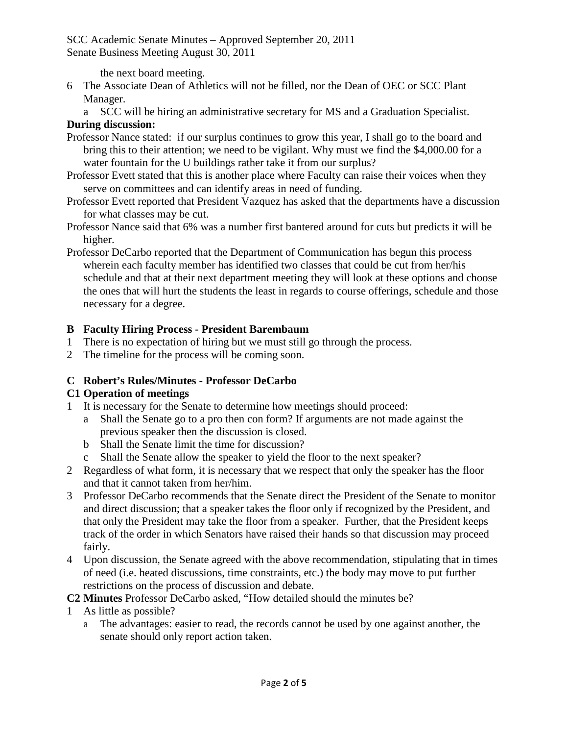the next board meeting.

6 The Associate Dean of Athletics will not be filled, nor the Dean of OEC or SCC Plant Manager.
   a SCC will be hiring an administrative secretary for MS and a Graduation Specialist.

**During discussion:**

Professor Nance stated: if our surplus continues to grow this year, I shall go to the board and bring this to their attention; we need to be vigilant. Why must we find the $4,000.00 for a water fountain for the U buildings rather take it from our surplus?

Professor Evett stated that this is another place where Faculty can raise their voices when they serve on committees and can identify areas in need of funding.

Professor Evett reported that President Vazquez has asked that the departments have a discussion for what classes may be cut.

Professor Nance said that 6% was a number first bantered around for cuts but predicts it will be higher.

Professor DeCarbo reported that the Department of Communication has begun this process wherein each faculty member has identified two classes that could be cut from her/his schedule and that at their next department meeting they will look at these options and choose the ones that will hurt the students the least in regards to course offerings, schedule and those necessary for a degree.

**B Faculty Hiring Process - President Barembaum**

1 There is no expectation of hiring but we must still go through the process.
2 The timeline for the process will be coming soon.

**C Robert's Rules/Minutes - Professor DeCarbo**

**C1 Operation of meetings**

1 It is necessary for the Senate to determine how meetings should proceed:
   a Shall the Senate go to a pro then con form? If arguments are not made against the previous speaker then the discussion is closed.
   b Shall the Senate limit the time for discussion?
   c Shall the Senate allow the speaker to yield the floor to the next speaker?
2 Regardless of what form, it is necessary that we respect that only the speaker has the floor and that it cannot taken from her/him.
3 Professor DeCarbo recommends that the Senate direct the President of the Senate to monitor and direct discussion; that a speaker takes the floor only if recognized by the President, and that only the President may take the floor from a speaker. Further, that the President keeps track of the order in which Senators have raised their hands so that discussion may proceed fairly.
4 Upon discussion, the Senate agreed with the above recommendation, stipulating that in times of need (i.e. heated discussions, time constraints, etc.) the body may move to put further restrictions on the process of discussion and debate.

**C2 Minutes** Professor DeCarbo asked, "How detailed should the minutes be?

1 As little as possible?
   a The advantages: easier to read, the records cannot be used by one against another, the senate should only report action taken.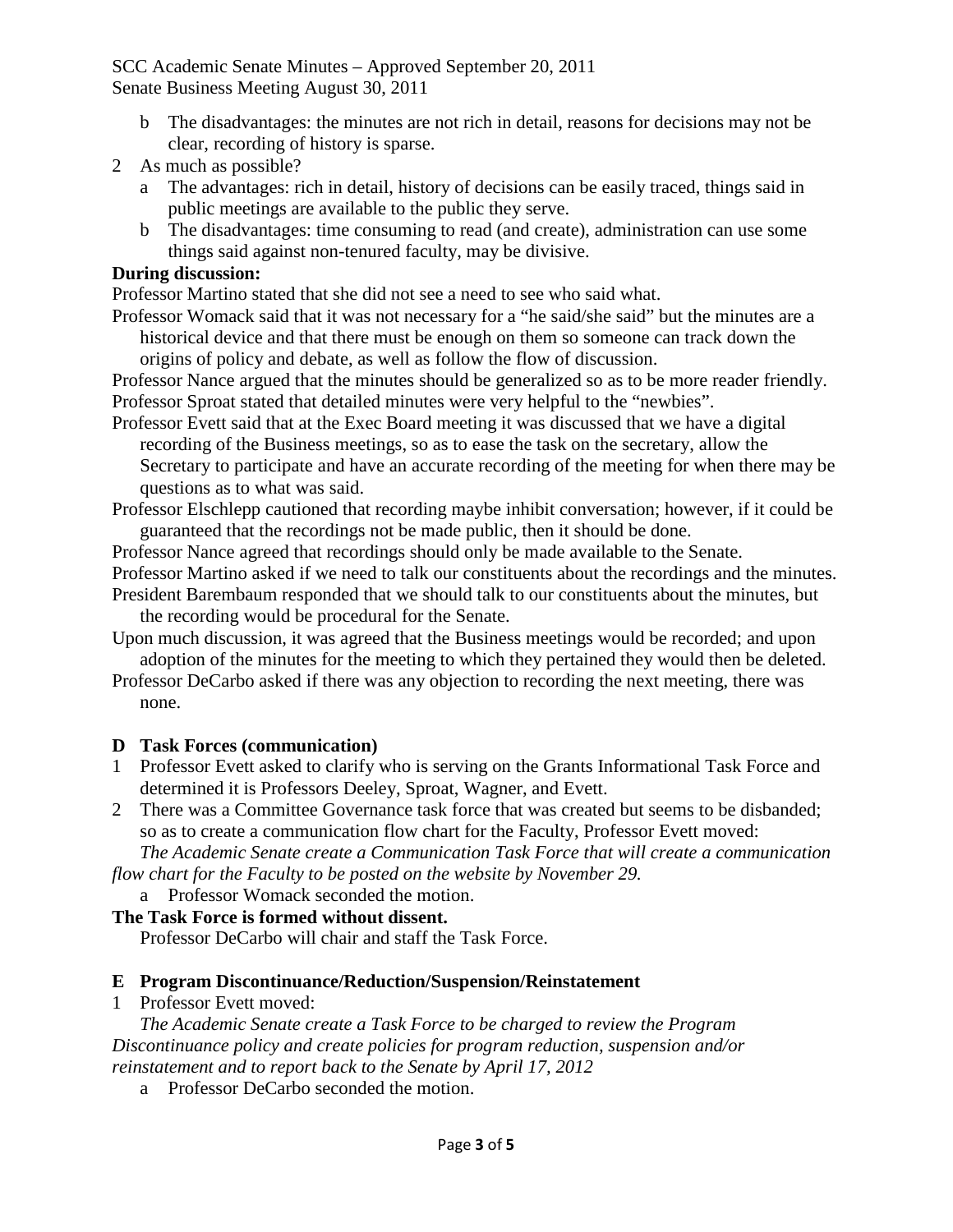b The disadvantages: the minutes are not rich in detail, reasons for decisions may not be clear, recording of history is sparse.

2 As much as possible?
   a The advantages: rich in detail, history of decisions can be easily traced, things said in public meetings are available to the public they serve.
   b The disadvantages: time consuming to read (and create), administration can use some things said against non-tenured faculty, may be divisive.

**During discussion:**

Professor Martino stated that she did not see a need to see who said what.

Professor Womack said that it was not necessary for a "he said/she said" but the minutes are a historical device and that there must be enough on them so someone can track down the origins of policy and debate, as well as follow the flow of discussion.

Professor Nance argued that the minutes should be generalized so as to be more reader friendly.

Professor Sproat stated that detailed minutes were very helpful to the "newbies".

Professor Evett said that at the Exec Board meeting it was discussed that we have a digital recording of the Business meetings, so as to ease the task on the secretary, allow the Secretary to participate and have an accurate recording of the meeting for when there may be questions as to what was said.

Professor Elschlepp cautioned that recording maybe inhibit conversation; however, if it could be guaranteed that the recordings not be made public, then it should be done.

Professor Nance agreed that recordings should only be made available to the Senate.

Professor Martino asked if we need to talk our constituents about the recordings and the minutes.

President Barembaum responded that we should talk to our constituents about the minutes, but the recording would be procedural for the Senate.

Upon much discussion, it was agreed that the Business meetings would be recorded; and upon adoption of the minutes for the meeting to which they pertained they would then be deleted.

Professor DeCarbo asked if there was any objection to recording the next meeting, there was none.

**D Task Forces (communication)**

1 Professor Evett asked to clarify who is serving on the Grants Informational Task Force and determined it is Professors Deeley, Sproat, Wagner, and Evett.

2 There was a Committee Governance task force that was created but seems to be disbanded; so as to create a communication flow chart for the Faculty, Professor Evett moved:

*The Academic Senate create a Communication Task Force that will create a communication flow chart for the Faculty to be posted on the website by November 29.*

   a Professor Womack seconded the motion.

**The Task Force is formed without dissent.**

Professor DeCarbo will chair and staff the Task Force.

**E Program Discontinuance/Reduction/Suspension/Reinstatement**

1 Professor Evett moved:

*The Academic Senate create a Task Force to be charged to review the Program Discontinuance policy and create policies for program reduction, suspension and/or reinstatement and to report back to the Senate by April 17, 2012*

   a Professor DeCarbo seconded the motion.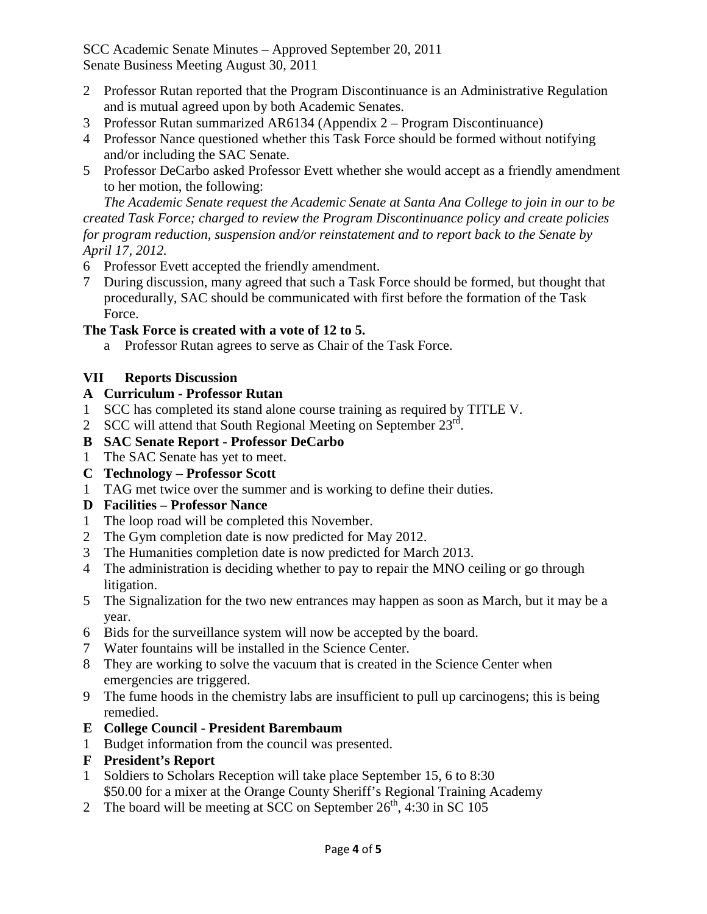2 Professor Rutan reported that the Program Discontinuance is an Administrative Regulation and is mutual agreed upon by both Academic Senates.
3 Professor Rutan summarized AR6134 (Appendix 2 – Program Discontinuance)
4 Professor Nance questioned whether this Task Force should be formed without notifying and/or including the SAC Senate.
5 Professor DeCarbo asked Professor Evett whether she would accept as a friendly amendment to her motion, the following:

*The Academic Senate request the Academic Senate at Santa Ana College to join in our to be created Task Force; charged to review the Program Discontinuance policy and create policies for program reduction, suspension and/or reinstatement and to report back to the Senate by April 17, 2012.*

6 Professor Evett accepted the friendly amendment.
7 During discussion, many agreed that such a Task Force should be formed, but thought that procedurally, SAC should be communicated with first before the formation of the Task Force.

**The Task Force is created with a vote of 12 to 5.**

a Professor Rutan agrees to serve as Chair of the Task Force.

## VII Reports Discussion

### A Curriculum - Professor Rutan

1 SCC has completed its stand alone course training as required by TITLE V.
2 SCC will attend that South Regional Meeting on September 23rd.

### B SAC Senate Report - Professor DeCarbo

1 The SAC Senate has yet to meet.

### C Technology – Professor Scott

1 TAG met twice over the summer and is working to define their duties.

### D Facilities – Professor Nance

1 The loop road will be completed this November.
2 The Gym completion date is now predicted for May 2012.
3 The Humanities completion date is now predicted for March 2013.
4 The administration is deciding whether to pay to repair the MNO ceiling or go through litigation.
5 The Signalization for the two new entrances may happen as soon as March, but it may be a year.
6 Bids for the surveillance system will now be accepted by the board.
7 Water fountains will be installed in the Science Center.
8 They are working to solve the vacuum that is created in the Science Center when emergencies are triggered.
9 The fume hoods in the chemistry labs are insufficient to pull up carcinogens; this is being remedied.

### E College Council - President Barembaum

1 Budget information from the council was presented.

### F President's Report

1 Soldiers to Scholars Reception will take place September 15, 6 to 8:30
$50.00 for a mixer at the Orange County Sheriff's Regional Training Academy
2 The board will be meeting at SCC on September 26th, 4:30 in SC 105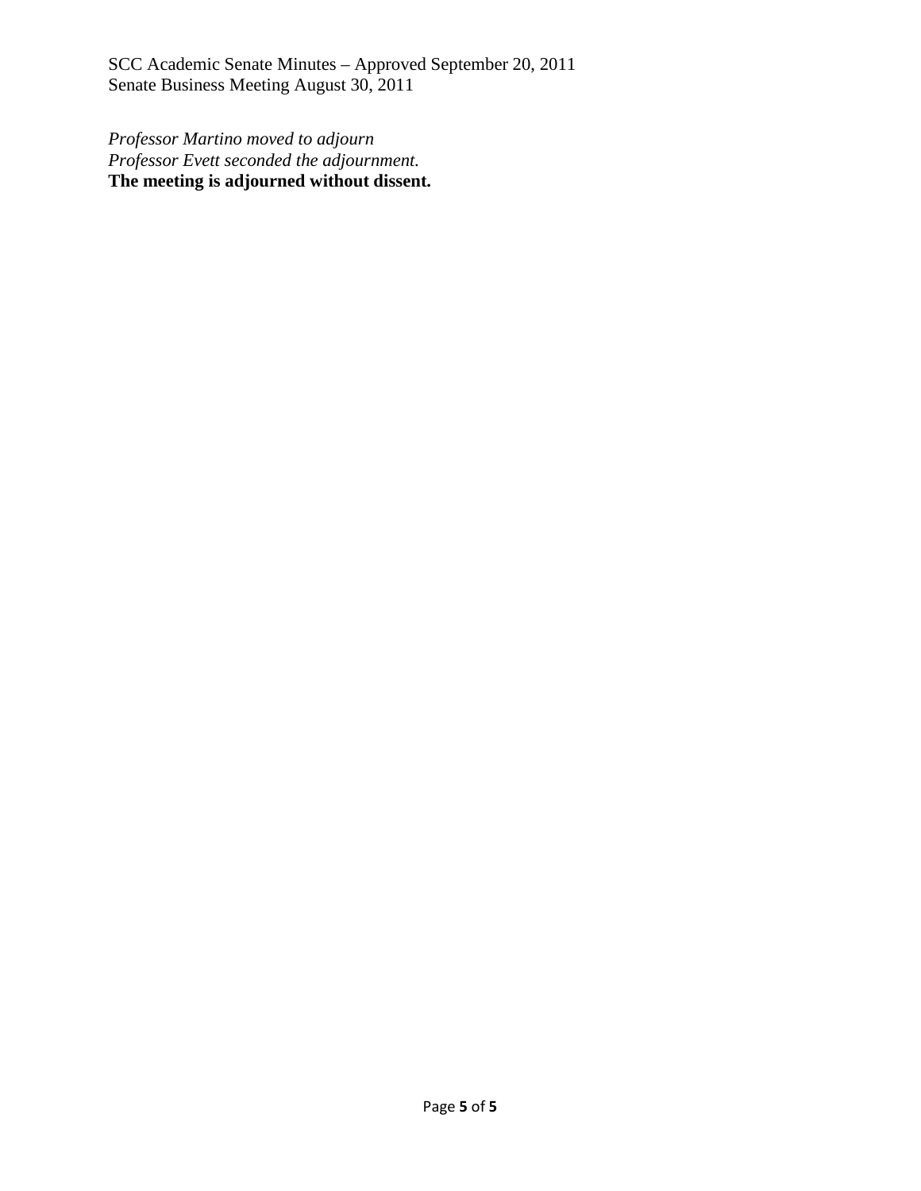*Professor Martino moved to adjourn*
*Professor Evett seconded the adjournment.*
**The meeting is adjourned without dissent.**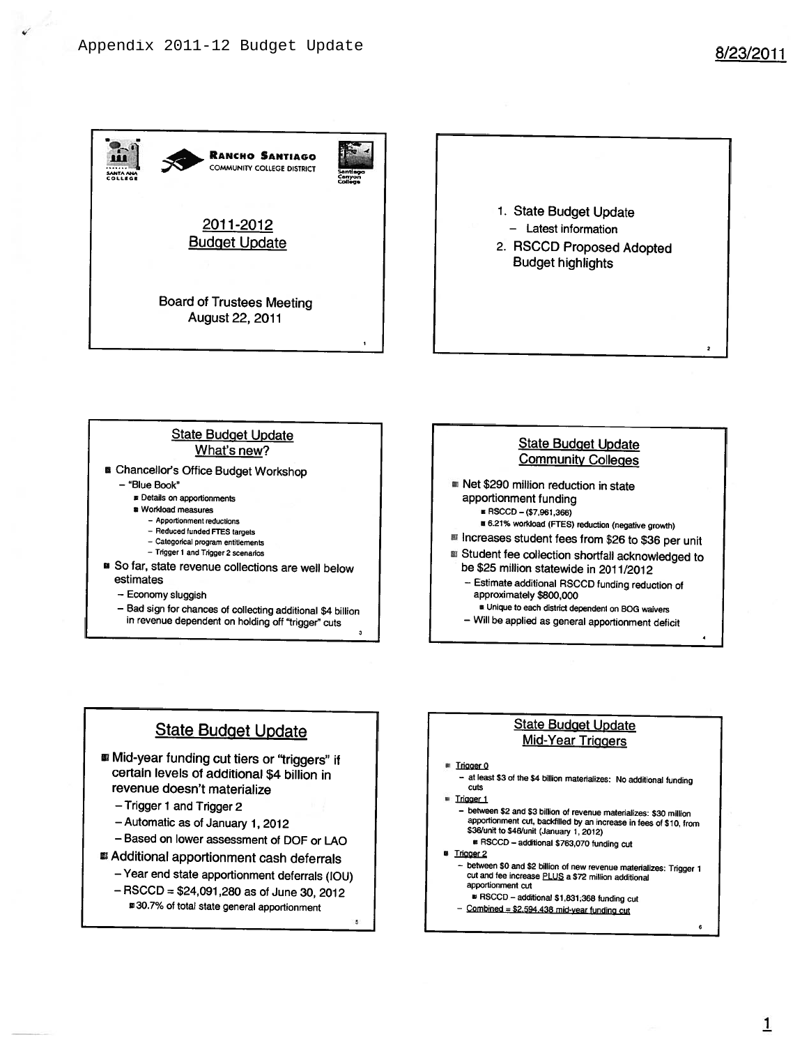Appendix 2011-12 Budget Update

8/23/2011

RANCHO SANTIAGO COMMUNITY COLLEGE DISTRICT

Santa Ana College

Santiago Canyon College

## 2011-2012 Budget Update

Board of Trustees Meeting
August 22, 2011

---

1. State Budget Update
   - Latest information
2. RSCCD Proposed Adopted Budget highlights

---

## State Budget Update What's new?

- Chancellor's Office Budget Workshop
  - "Blue Book"
    - Details on apportionments
    - Workload measures
      - Apportionment reductions
      - Reduced funded FTES targets
      - Categorical program entitlements
      - Trigger 1 and Trigger 2 scenarios
- So far, state revenue collections are well below estimates
  - Economy sluggish
  - Bad sign for chances of collecting additional $4 billion in revenue dependent on holding off "trigger" cuts

---

## State Budget Update Community Colleges

- Net $290 million reduction in state apportionment funding
  - RSCCD – ($7,961,366)
  - 6.21% workload (FTES) reduction (negative growth)
- Increases student fees from $26 to $36 per unit
- Student fee collection shortfall acknowledged to be $25 million statewide in 2011/2012
  - Estimate additional RSCCD funding reduction of approximately $800,000
    - Unique to each district dependent on BOG waivers
  - Will be applied as general apportionment deficit

---

## State Budget Update

- Mid-year funding cut tiers or "triggers" if certain levels of additional $4 billion in revenue doesn't materialize
  - Trigger 1 and Trigger 2
  - Automatic as of January 1, 2012
  - Based on lower assessment of DOF or LAO
- Additional apportionment cash deferrals
  - Year end state apportionment deferrals (IOU)
  - RSCCD = $24,091,280 as of June 30, 2012
    - 30.7% of total state general apportionment

---

## State Budget Update Mid-Year Triggers

- Trigger 0
  - at least $3 of the $4 billion materializes: No additional funding cuts
- Trigger 1
  - between $2 and $3 billion of revenue materializes: $30 million apportionment cut, backfilled by an increase in fees of $10, from $36/unit to $46/unit (January 1, 2012)
    - RSCCD – additional $763,070 funding cut
- Trigger 2
  - between $0 and $2 billion of new revenue materializes: Trigger 1 cut and fee increase PLUS a $72 million additional apportionment cut
    - RSCCD – additional $1,831,368 funding cut
  - Combined = $2,594,438 mid-year funding cut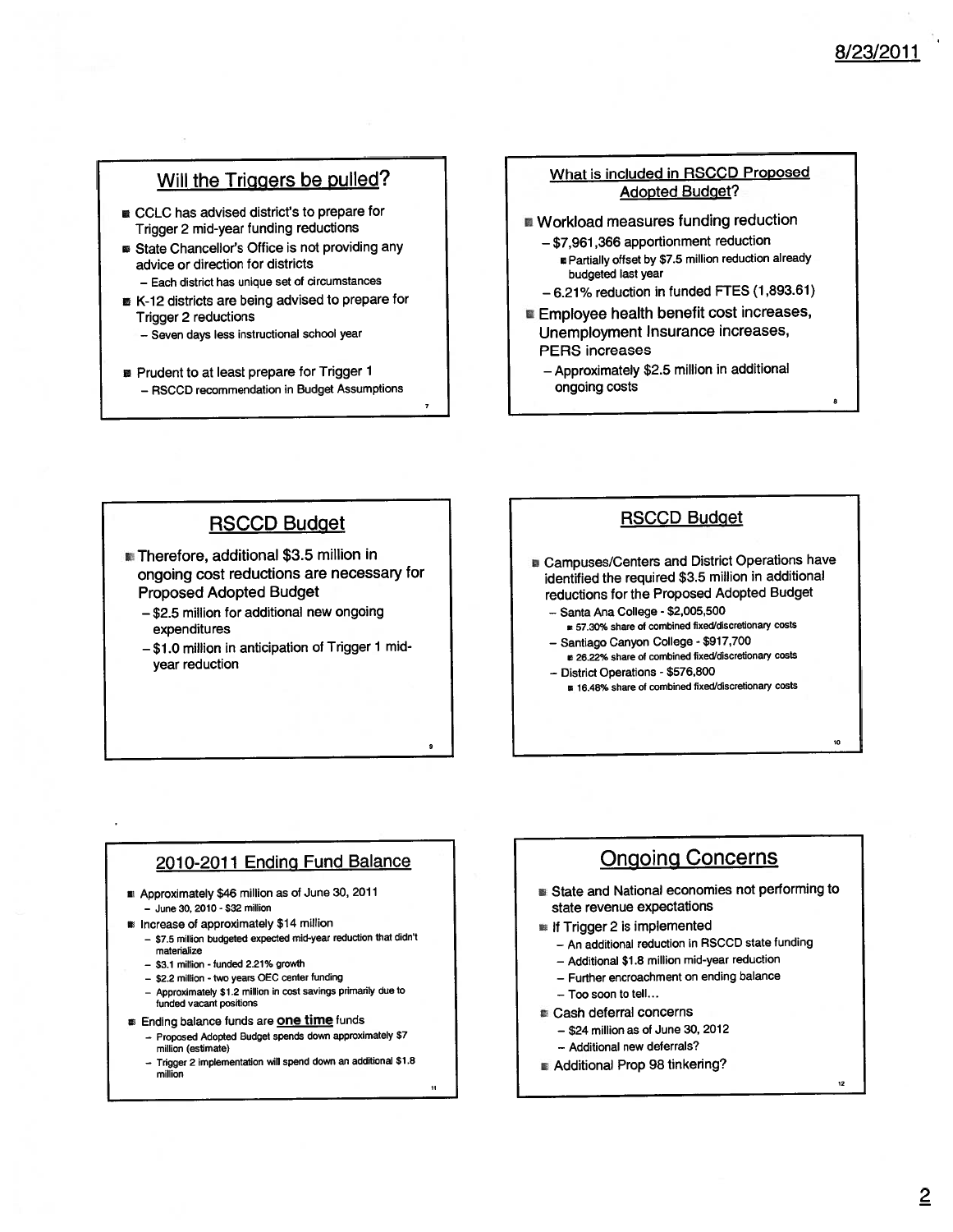## Will the Triggers be pulled?

- CCLC has advised district's to prepare for Trigger 2 mid-year funding reductions
- State Chancellor's Office is not providing any advice or direction for districts
  - Each district has unique set of circumstances
- K-12 districts are being advised to prepare for Trigger 2 reductions
  - Seven days less instructional school year
- Prudent to at least prepare for Trigger 1
  - RSCCD recommendation in Budget Assumptions

## What is included in RSCCD Proposed Adopted Budget?

- Workload measures funding reduction
  - $7,961,366 apportionment reduction
    - Partially offset by $7.5 million reduction already budgeted last year
  - 6.21% reduction in funded FTES (1,893.61)
- Employee health benefit cost increases, Unemployment Insurance increases, PERS increases
  - Approximately $2.5 million in additional ongoing costs

## RSCCD Budget

- Therefore, additional $3.5 million in ongoing cost reductions are necessary for Proposed Adopted Budget
  - $2.5 million for additional new ongoing expenditures
  - $1.0 million in anticipation of Trigger 1 mid-year reduction

## RSCCD Budget

- Campuses/Centers and District Operations have identified the required $3.5 million in additional reductions for the Proposed Adopted Budget
  - Santa Ana College - $2,005,500
    - 57.30% share of combined fixed/discretionary costs
  - Santiago Canyon College - $917,700
    - 26.22% share of combined fixed/discretionary costs
  - District Operations - $576,800
    - 16.48% share of combined fixed/discretionary costs

## 2010-2011 Ending Fund Balance

- Approximately $46 million as of June 30, 2011
  - June 30, 2010 - $32 million
- Increase of approximately $14 million
  - $7.5 million budgeted expected mid-year reduction that didn't materialize
  - $3.1 million - funded 2.21% growth
  - $2.2 million - two years OEC center funding
  - Approximately $1.2 million in cost savings primarily due to funded vacant positions
- Ending balance funds are **one time** funds
  - Proposed Adopted Budget spends down approximately $7 million (estimate)
  - Trigger 2 implementation will spend down an additional $1.8 million

## Ongoing Concerns

- State and National economies not performing to state revenue expectations
- If Trigger 2 is implemented
  - An additional reduction in RSCCD state funding
  - Additional $1.8 million mid-year reduction
  - Further encroachment on ending balance
  - Too soon to tell…
- Cash deferral concerns
  - $24 million as of June 30, 2012
  - Additional new deferrals?
- Additional Prop 98 tinkering?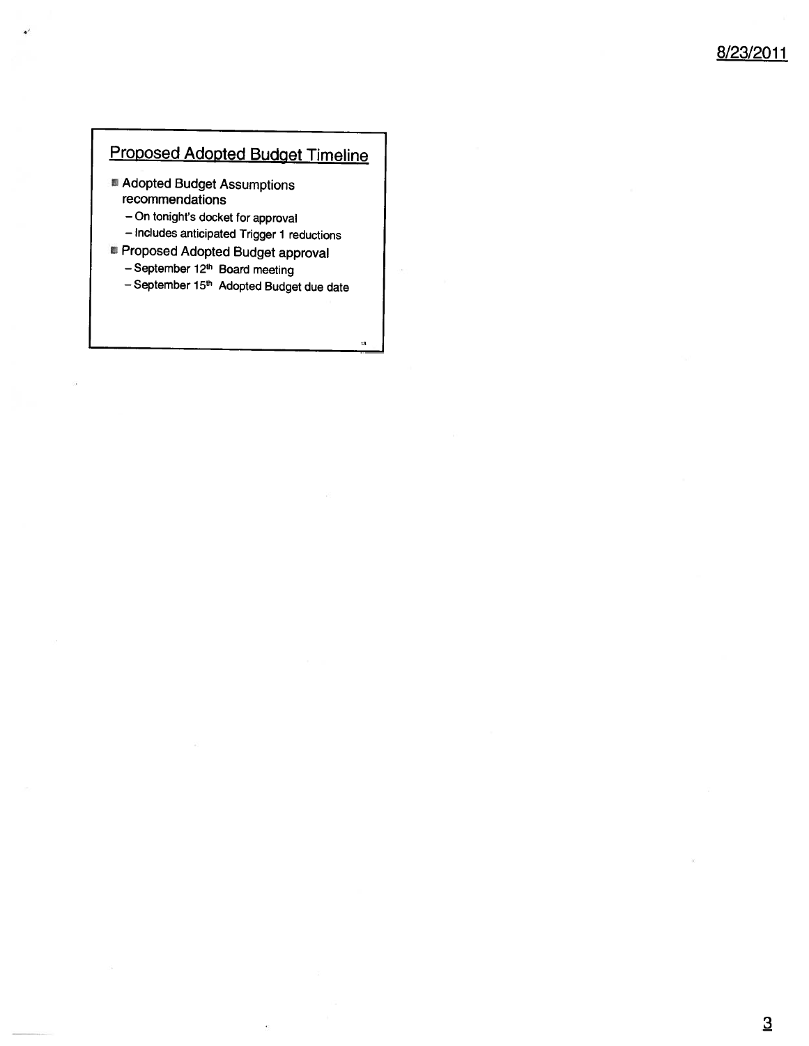## Proposed Adopted Budget Timeline

- Adopted Budget Assumptions recommendations
  - On tonight's docket for approval
  - Includes anticipated Trigger 1 reductions
- Proposed Adopted Budget approval
  - September 12th Board meeting
  - September 15th Adopted Budget due date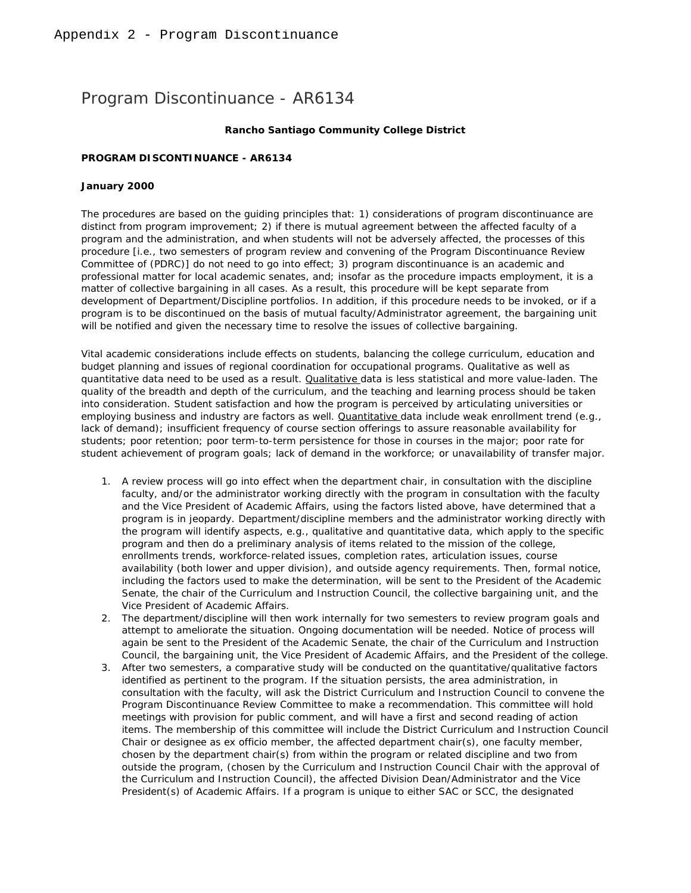Appendix 2 - Program Discontinuance

# Program Discontinuance - AR6134

**Rancho Santiago Community College District**

**PROGRAM DISCONTINUANCE - AR6134**

**January 2000**

The procedures are based on the guiding principles that: 1) considerations of program discontinuance are distinct from program improvement; 2) if there is mutual agreement between the affected faculty of a program and the administration, and when students will not be adversely affected, the processes of this procedure [i.e., two semesters of program review and convening of the Program Discontinuance Review Committee of (PDRC)] do not need to go into effect; 3) program discontinuance is an academic and professional matter for local academic senates, and; insofar as the procedure impacts employment, it is a matter of collective bargaining in all cases. As a result, this procedure will be kept separate from development of Department/Discipline portfolios. In addition, if this procedure needs to be invoked, or if a program is to be discontinued on the basis of mutual faculty/Administrator agreement, the bargaining unit will be notified and given the necessary time to resolve the issues of collective bargaining.

Vital academic considerations include effects on students, balancing the college curriculum, education and budget planning and issues of regional coordination for occupational programs. Qualitative as well as quantitative data need to be used as a result. Qualitative data is less statistical and more value-laden. The quality of the breadth and depth of the curriculum, and the teaching and learning process should be taken into consideration. Student satisfaction and how the program is perceived by articulating universities or employing business and industry are factors as well. Quantitative data include weak enrollment trend (e.g., lack of demand); insufficient frequency of course section offerings to assure reasonable availability for students; poor retention; poor term-to-term persistence for those in courses in the major; poor rate for student achievement of program goals; lack of demand in the workforce; or unavailability of transfer major.

1. A review process will go into effect when the department chair, in consultation with the discipline faculty, and/or the administrator working directly with the program in consultation with the faculty and the Vice President of Academic Affairs, using the factors listed above, have determined that a program is in jeopardy. Department/discipline members and the administrator working directly with the program will identify aspects, e.g., qualitative and quantitative data, which apply to the specific program and then do a preliminary analysis of items related to the mission of the college, enrollments trends, workforce-related issues, completion rates, articulation issues, course availability (both lower and upper division), and outside agency requirements. Then, formal notice, including the factors used to make the determination, will be sent to the President of the Academic Senate, the chair of the Curriculum and Instruction Council, the collective bargaining unit, and the Vice President of Academic Affairs.
2. The department/discipline will then work internally for two semesters to review program goals and attempt to ameliorate the situation. Ongoing documentation will be needed. Notice of process will again be sent to the President of the Academic Senate, the chair of the Curriculum and Instruction Council, the bargaining unit, the Vice President of Academic Affairs, and the President of the college.
3. After two semesters, a comparative study will be conducted on the quantitative/qualitative factors identified as pertinent to the program. If the situation persists, the area administration, in consultation with the faculty, will ask the District Curriculum and Instruction Council to convene the Program Discontinuance Review Committee to make a recommendation. This committee will hold meetings with provision for public comment, and will have a first and second reading of action items. The membership of this committee will include the District Curriculum and Instruction Council Chair or designee as ex officio member, the affected department chair(s), one faculty member, chosen by the department chair(s) from within the program or related discipline and two from outside the program, (chosen by the Curriculum and Instruction Council Chair with the approval of the Curriculum and Instruction Council), the affected Division Dean/Administrator and the Vice President(s) of Academic Affairs. If a program is unique to either SAC or SCC, the designated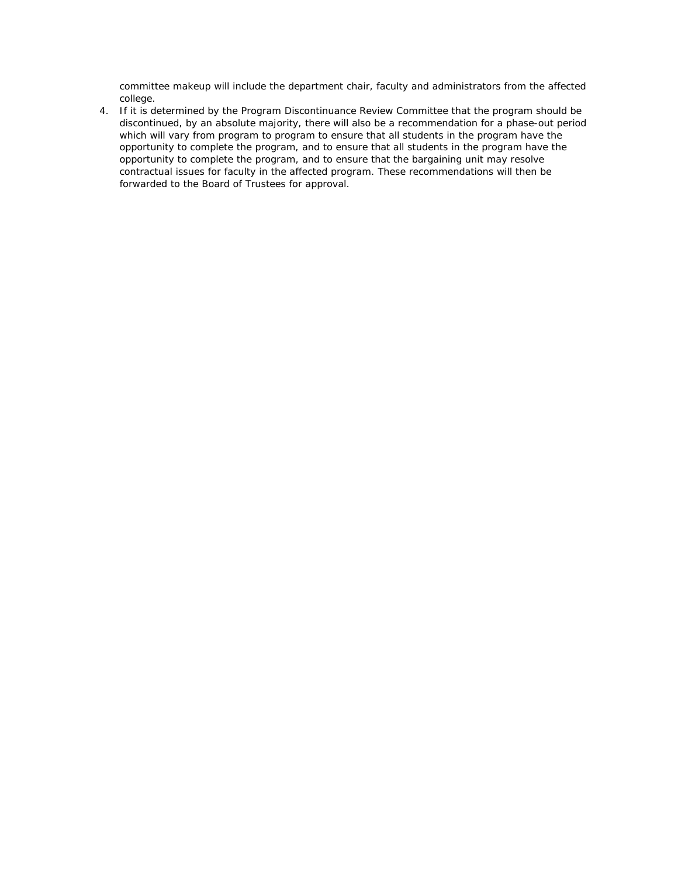committee makeup will include the department chair, faculty and administrators from the affected college.

4. If it is determined by the Program Discontinuance Review Committee that the program should be discontinued, by an absolute majority, there will also be a recommendation for a phase-out period which will vary from program to program to ensure that all students in the program have the opportunity to complete the program, and to ensure that all students in the program have the opportunity to complete the program, and to ensure that the bargaining unit may resolve contractual issues for faculty in the affected program. These recommendations will then be forwarded to the Board of Trustees for approval.